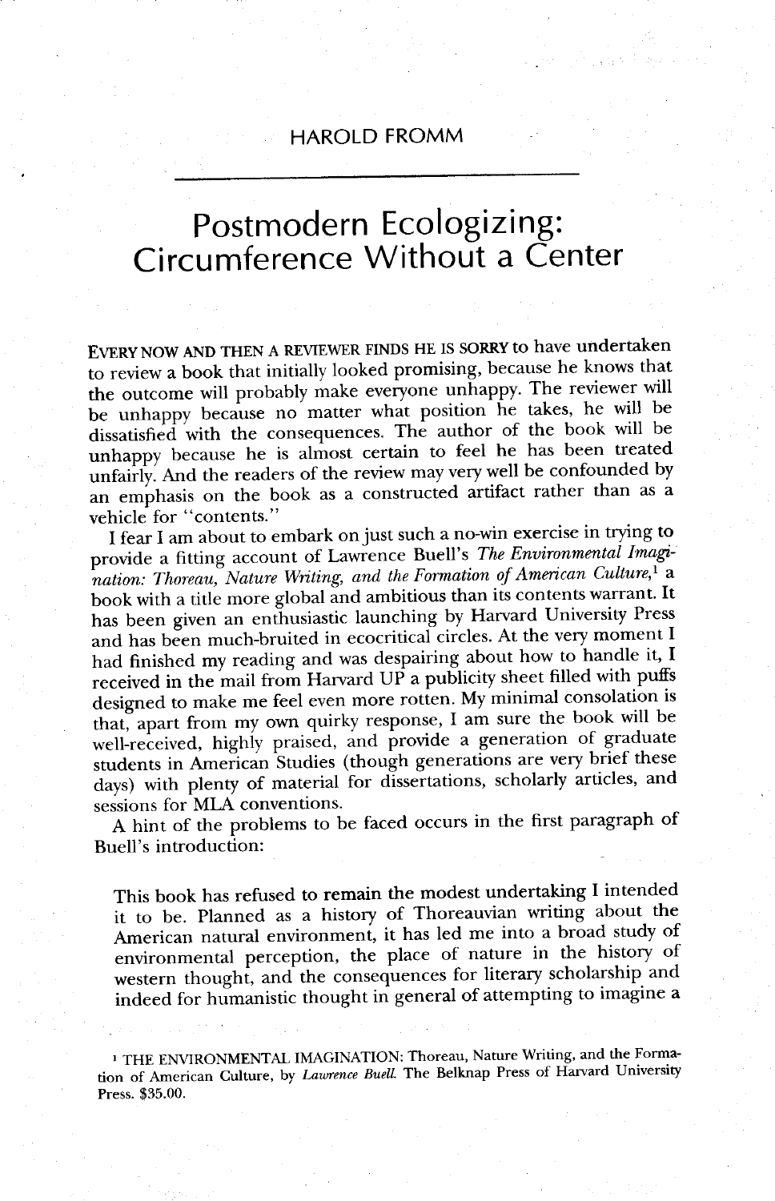HAROLD FROMM

# Postmodern Ecologizing: Circumference Without a Center

EVERY NOW AND THEN A REVIEWER FINDS HE IS SORRY to have undertaken to review a book that initially looked promising, because he knows that the outcome will probably make everyone unhappy. The reviewer will be unhappy because no matter what position he takes, he will be dissatisfied with the consequences. The author of the book will be unhappy because he is almost certain to feel he has been treated unfairly. And the readers of the review may very well be confounded by an emphasis on the book as a constructed artifact rather than as a vehicle for "contents."

I fear I am about to embark on just such a no-win exercise in trying to provide a fitting account of Lawrence Buell's *The Environmental Imagination: Thoreau, Nature Writing, and the Formation of American Culture*,[1] a book with a title more global and ambitious than its contents warrant. It has been given an enthusiastic launching by Harvard University Press and has been much-bruited in ecocritical circles. At the very moment I had finished my reading and was despairing about how to handle it, I received in the mail from Harvard UP a publicity sheet filled with puffs designed to make me feel even more rotten. My minimal consolation is that, apart from my own quirky response, I am sure the book will be well-received, highly praised, and provide a generation of graduate students in American Studies (though generations are very brief these days) with plenty of material for dissertations, scholarly articles, and sessions for MLA conventions.

A hint of the problems to be faced occurs in the first paragraph of Buell's introduction:

> This book has refused to remain the modest undertaking I intended it to be. Planned as a history of Thoreauvian writing about the American natural environment, it has led me into a broad study of environmental perception, the place of nature in the history of western thought, and the consequences for literary scholarship and indeed for humanistic thought in general of attempting to imagine a

[1] THE ENVIRONMENTAL IMAGINATION: Thoreau, Nature Writing, and the Formation of American Culture, by *Lawrence Buell*. The Belknap Press of Harvard University Press. $35.00.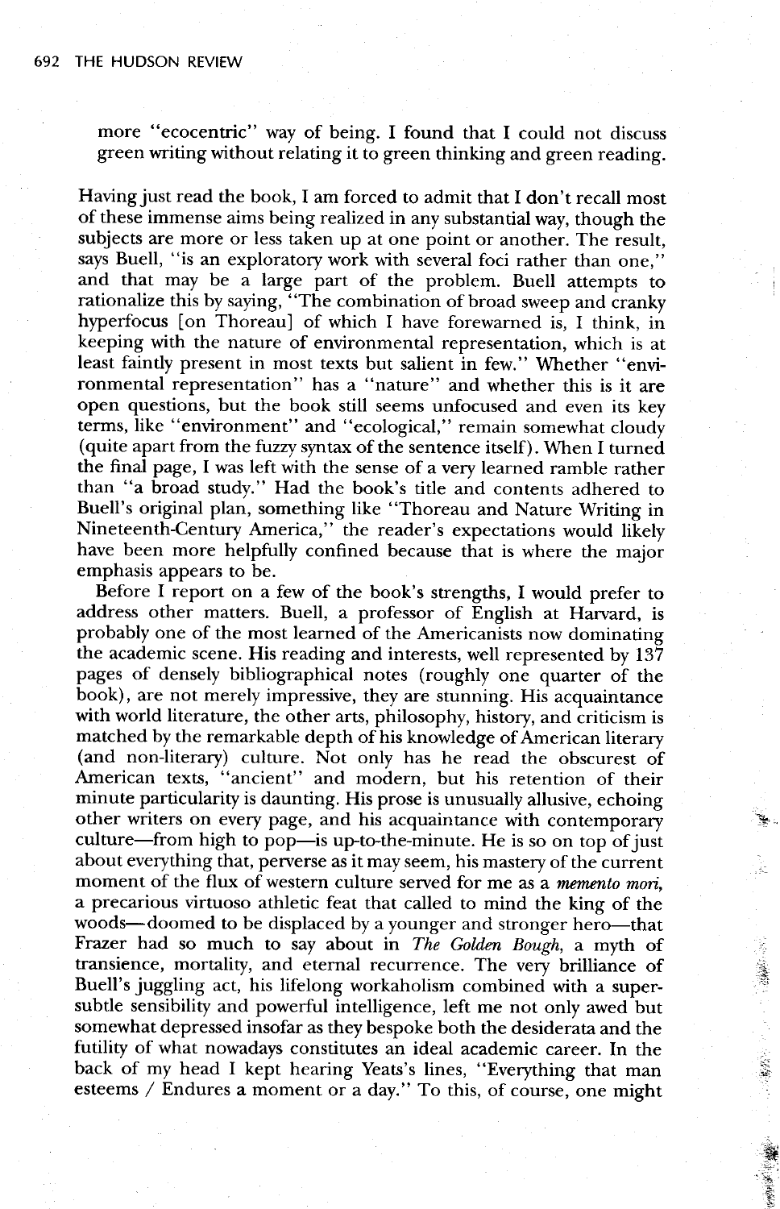more "ecocentric" way of being. I found that I could not discuss green writing without relating it to green thinking and green reading.

Having just read the book, I am forced to admit that I don't recall most of these immense aims being realized in any substantial way, though the subjects are more or less taken up at one point or another. The result, says Buell, "is an exploratory work with several foci rather than one," and that may be a large part of the problem. Buell attempts to rationalize this by saying, "The combination of broad sweep and cranky hyperfocus [on Thoreau] of which I have forewarned is, I think, in keeping with the nature of environmental representation, which is at least faintly present in most texts but salient in few." Whether "environmental representation" has a "nature" and whether this is it are open questions, but the book still seems unfocused and even its key terms, like "environment" and "ecological," remain somewhat cloudy (quite apart from the fuzzy syntax of the sentence itself). When I turned the final page, I was left with the sense of a very learned ramble rather than "a broad study." Had the book's title and contents adhered to Buell's original plan, something like "Thoreau and Nature Writing in Nineteenth-Century America," the reader's expectations would likely have been more helpfully confined because that is where the major emphasis appears to be.

Before I report on a few of the book's strengths, I would prefer to address other matters. Buell, a professor of English at Harvard, is probably one of the most learned of the Americanists now dominating the academic scene. His reading and interests, well represented by 137 pages of densely bibliographical notes (roughly one quarter of the book), are not merely impressive, they are stunning. His acquaintance with world literature, the other arts, philosophy, history, and criticism is matched by the remarkable depth of his knowledge of American literary (and non-literary) culture. Not only has he read the obscurest of American texts, "ancient" and modern, but his retention of their minute particularity is daunting. His prose is unusually allusive, echoing other writers on every page, and his acquaintance with contemporary culture—from high to pop—is up-to-the-minute. He is so on top of just about everything that, perverse as it may seem, his mastery of the current moment of the flux of western culture served for me as a *memento mori*, a precarious virtuoso athletic feat that called to mind the king of the woods—doomed to be displaced by a younger and stronger hero—that Frazer had so much to say about in *The Golden Bough*, a myth of transience, mortality, and eternal recurrence. The very brilliance of Buell's juggling act, his lifelong workaholism combined with a supersubtle sensibility and powerful intelligence, left me not only awed but somewhat depressed insofar as they bespoke both the desiderata and the futility of what nowadays constitutes an ideal academic career. In the back of my head I kept hearing Yeats's lines, "Everything that man esteems / Endures a moment or a day." To this, of course, one might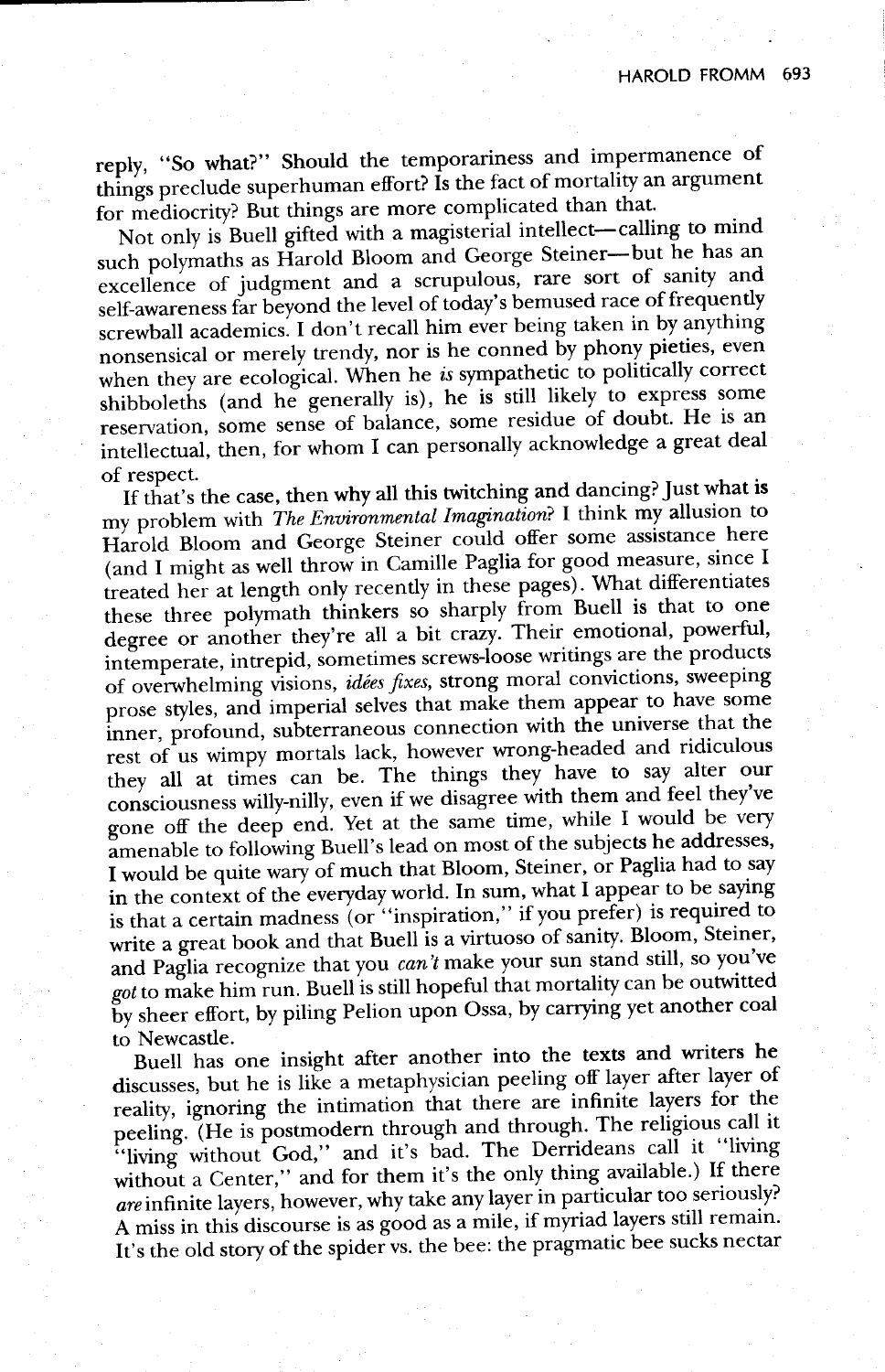reply, "So what?" Should the temporariness and impermanence of things preclude superhuman effort? Is the fact of mortality an argument for mediocrity? But things are more complicated than that.

Not only is Buell gifted with a magisterial intellect—calling to mind such polymaths as Harold Bloom and George Steiner—but he has an excellence of judgment and a scrupulous, rare sort of sanity and self-awareness far beyond the level of today's bemused race of frequently screwball academics. I don't recall him ever being taken in by anything nonsensical or merely trendy, nor is he conned by phony pieties, even when they are ecological. When he *is* sympathetic to politically correct shibboleths (and he generally is), he is still likely to express some reservation, some sense of balance, some residue of doubt. He is an intellectual, then, for whom I can personally acknowledge a great deal of respect.

If that's the case, then why all this twitching and dancing? Just what is my problem with *The Environmental Imagination*? I think my allusion to Harold Bloom and George Steiner could offer some assistance here (and I might as well throw in Camille Paglia for good measure, since I treated her at length only recently in these pages). What differentiates these three polymath thinkers so sharply from Buell is that to one degree or another they're all a bit crazy. Their emotional, powerful, intemperate, intrepid, sometimes screws-loose writings are the products of overwhelming visions, *idées fixes*, strong moral convictions, sweeping prose styles, and imperial selves that make them appear to have some inner, profound, subterraneous connection with the universe that the rest of us wimpy mortals lack, however wrong-headed and ridiculous they all at times can be. The things they have to say alter our consciousness willy-nilly, even if we disagree with them and feel they've gone off the deep end. Yet at the same time, while I would be very amenable to following Buell's lead on most of the subjects he addresses, I would be quite wary of much that Bloom, Steiner, or Paglia had to say in the context of the everyday world. In sum, what I appear to be saying is that a certain madness (or "inspiration," if you prefer) is required to write a great book and that Buell is a virtuoso of sanity. Bloom, Steiner, and Paglia recognize that you *can't* make your sun stand still, so you've *got* to make him run. Buell is still hopeful that mortality can be outwitted by sheer effort, by piling Pelion upon Ossa, by carrying yet another coal to Newcastle.

Buell has one insight after another into the texts and writers he discusses, but he is like a metaphysician peeling off layer after layer of reality, ignoring the intimation that there are infinite layers for the peeling. (He is postmodern through and through. The religious call it "living without God," and it's bad. The Derrideans call it "living without a Center," and for them it's the only thing available.) If there *are* infinite layers, however, why take any layer in particular too seriously? A miss in this discourse is as good as a mile, if myriad layers still remain. It's the old story of the spider vs. the bee: the pragmatic bee sucks nectar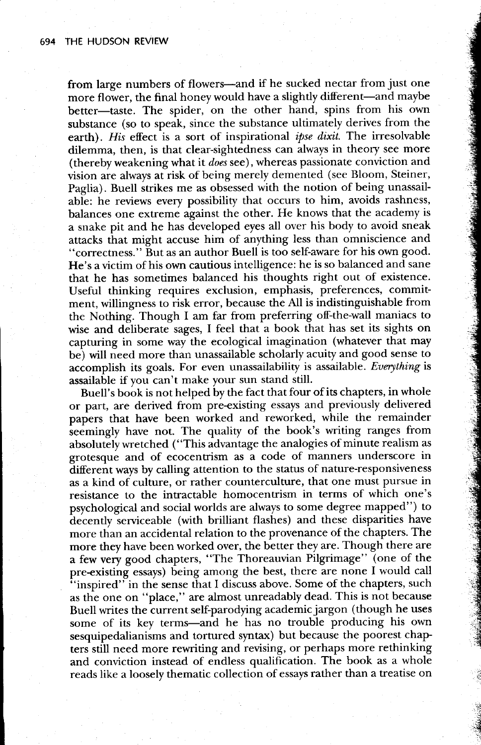from large numbers of flowers—and if he sucked nectar from just one more flower, the final honey would have a slightly different—and maybe better—taste. The spider, on the other hand, spins from his own substance (so to speak, since the substance ultimately derives from the earth). *His* effect is a sort of inspirational *ipse dixit.* The irresolvable dilemma, then, is that clear-sightedness can always in theory see more (thereby weakening what it *does* see), whereas passionate conviction and vision are always at risk of being merely demented (see Bloom, Steiner, Paglia). Buell strikes me as obsessed with the notion of being unassailable: he reviews every possibility that occurs to him, avoids rashness, balances one extreme against the other. He knows that the academy is a snake pit and he has developed eyes all over his body to avoid sneak attacks that might accuse him of anything less than omniscience and "correctness." But as an author Buell is too self-aware for his own good. He's a victim of his own cautious intelligence: he is so balanced and sane that he has sometimes balanced his thoughts right out of existence. Useful thinking requires exclusion, emphasis, preferences, commitment, willingness to risk error, because the All is indistinguishable from the Nothing. Though I am far from preferring off-the-wall maniacs to wise and deliberate sages, I feel that a book that has set its sights on capturing in some way the ecological imagination (whatever that may be) will need more than unassailable scholarly acuity and good sense to accomplish its goals. For even unassailability is assailable. *Everything* is assailable if you can't make your sun stand still.

Buell's book is not helped by the fact that four of its chapters, in whole or part, are derived from pre-existing essays and previously delivered papers that have been worked and reworked, while the remainder seemingly have not. The quality of the book's writing ranges from absolutely wretched ("This advantage the analogies of minute realism as grotesque and of ecocentrism as a code of manners underscore in different ways by calling attention to the status of nature-responsiveness as a kind of culture, or rather counterculture, that one must pursue in resistance to the intractable homocentrism in terms of which one's psychological and social worlds are always to some degree mapped") to decently serviceable (with brilliant flashes) and these disparities have more than an accidental relation to the provenance of the chapters. The more they have been worked over, the better they are. Though there are a few very good chapters, "The Thoreauvian Pilgrimage" (one of the pre-existing essays) being among the best, there are none I would call "inspired" in the sense that I discuss above. Some of the chapters, such as the one on "place," are almost unreadably dead. This is not because Buell writes the current self-parodying academic jargon (though he uses some of its key terms—and he has no trouble producing his own sesquipedalianisms and tortured syntax) but because the poorest chapters still need more rewriting and revising, or perhaps more rethinking and conviction instead of endless qualification. The book as a whole reads like a loosely thematic collection of essays rather than a treatise on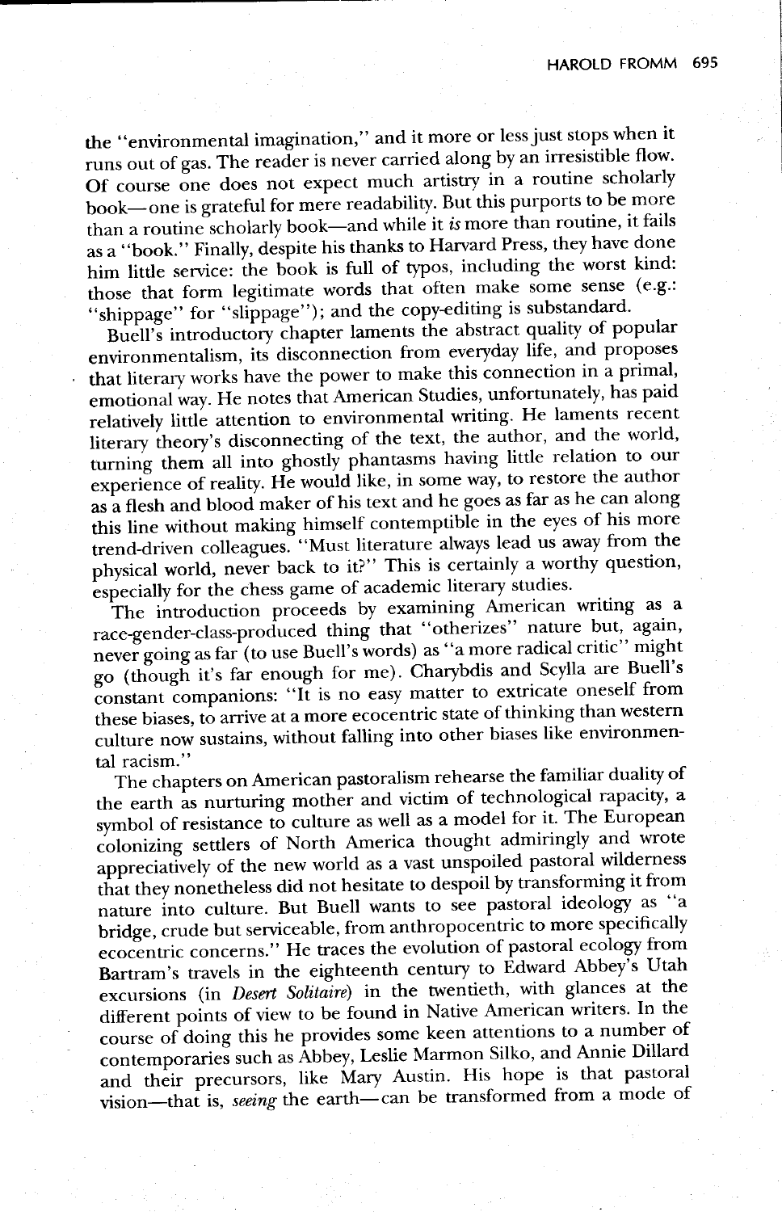the "environmental imagination," and it more or less just stops when it runs out of gas. The reader is never carried along by an irresistible flow. Of course one does not expect much artistry in a routine scholarly book—one is grateful for mere readability. But this purports to be more than a routine scholarly book—and while it *is* more than routine, it fails as a "book." Finally, despite his thanks to Harvard Press, they have done him little service: the book is full of typos, including the worst kind: those that form legitimate words that often make some sense (e.g.: "shippage" for "slippage"); and the copy-editing is substandard.

Buell's introductory chapter laments the abstract quality of popular environmentalism, its disconnection from everyday life, and proposes that literary works have the power to make this connection in a primal, emotional way. He notes that American Studies, unfortunately, has paid relatively little attention to environmental writing. He laments recent literary theory's disconnecting of the text, the author, and the world, turning them all into ghostly phantasms having little relation to our experience of reality. He would like, in some way, to restore the author as a flesh and blood maker of his text and he goes as far as he can along this line without making himself contemptible in the eyes of his more trend-driven colleagues. "Must literature always lead us away from the physical world, never back to it?" This is certainly a worthy question, especially for the chess game of academic literary studies.

The introduction proceeds by examining American writing as a race-gender-class-produced thing that "otherizes" nature but, again, never going as far (to use Buell's words) as "a more radical critic" might go (though it's far enough for me). Charybdis and Scylla are Buell's constant companions: "It is no easy matter to extricate oneself from these biases, to arrive at a more ecocentric state of thinking than western culture now sustains, without falling into other biases like environmental racism."

The chapters on American pastoralism rehearse the familiar duality of the earth as nurturing mother and victim of technological rapacity, a symbol of resistance to culture as well as a model for it. The European colonizing settlers of North America thought admiringly and wrote appreciatively of the new world as a vast unspoiled pastoral wilderness that they nonetheless did not hesitate to despoil by transforming it from nature into culture. But Buell wants to see pastoral ideology as "a bridge, crude but serviceable, from anthropocentric to more specifically ecocentric concerns." He traces the evolution of pastoral ecology from Bartram's travels in the eighteenth century to Edward Abbey's Utah excursions (in *Desert Solitaire*) in the twentieth, with glances at the different points of view to be found in Native American writers. In the course of doing this he provides some keen attentions to a number of contemporaries such as Abbey, Leslie Marmon Silko, and Annie Dillard and their precursors, like Mary Austin. His hope is that pastoral vision—that is, *seeing* the earth—can be transformed from a mode of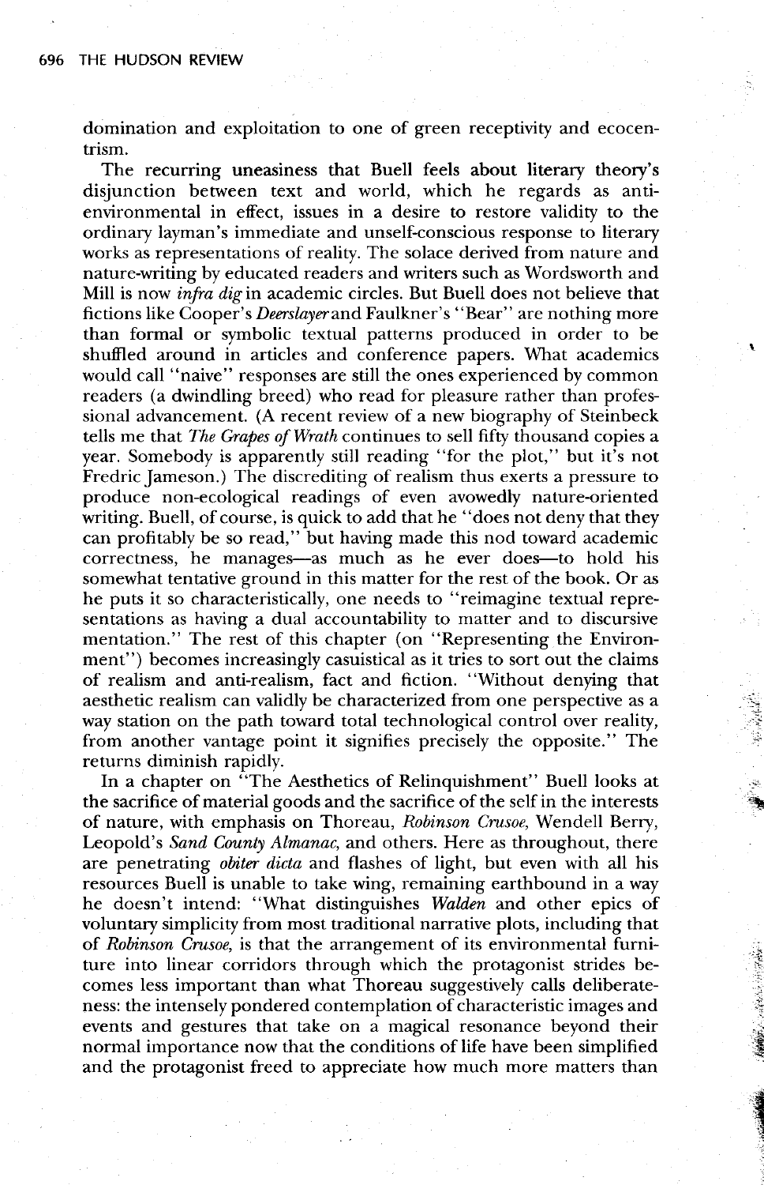domination and exploitation to one of green receptivity and ecocentrism.

The recurring uneasiness that Buell feels about literary theory's disjunction between text and world, which he regards as anti-environmental in effect, issues in a desire to restore validity to the ordinary layman's immediate and unself-conscious response to literary works as representations of reality. The solace derived from nature and nature-writing by educated readers and writers such as Wordsworth and Mill is now *infra dig* in academic circles. But Buell does not believe that fictions like Cooper's *Deerslayer* and Faulkner's "Bear" are nothing more than formal or symbolic textual patterns produced in order to be shuffled around in articles and conference papers. What academics would call "naive" responses are still the ones experienced by common readers (a dwindling breed) who read for pleasure rather than professional advancement. (A recent review of a new biography of Steinbeck tells me that *The Grapes of Wrath* continues to sell fifty thousand copies a year. Somebody is apparently still reading "for the plot," but it's not Fredric Jameson.) The discrediting of realism thus exerts a pressure to produce non-ecological readings of even avowedly nature-oriented writing. Buell, of course, is quick to add that he "does not deny that they can profitably be so read," but having made this nod toward academic correctness, he manages—as much as he ever does—to hold his somewhat tentative ground in this matter for the rest of the book. Or as he puts it so characteristically, one needs to "reimagine textual representations as having a dual accountability to matter and to discursive mentation." The rest of this chapter (on "Representing the Environment") becomes increasingly casuistical as it tries to sort out the claims of realism and anti-realism, fact and fiction. "Without denying that aesthetic realism can validly be characterized from one perspective as a way station on the path toward total technological control over reality, from another vantage point it signifies precisely the opposite." The returns diminish rapidly.

In a chapter on "The Aesthetics of Relinquishment" Buell looks at the sacrifice of material goods and the sacrifice of the self in the interests of nature, with emphasis on Thoreau, *Robinson Crusoe*, Wendell Berry, Leopold's *Sand County Almanac*, and others. Here as throughout, there are penetrating *obiter dicta* and flashes of light, but even with all his resources Buell is unable to take wing, remaining earthbound in a way he doesn't intend: "What distinguishes *Walden* and other epics of voluntary simplicity from most traditional narrative plots, including that of *Robinson Crusoe*, is that the arrangement of its environmental furniture into linear corridors through which the protagonist strides becomes less important than what Thoreau suggestively calls deliberateness: the intensely pondered contemplation of characteristic images and events and gestures that take on a magical resonance beyond their normal importance now that the conditions of life have been simplified and the protagonist freed to appreciate how much more matters than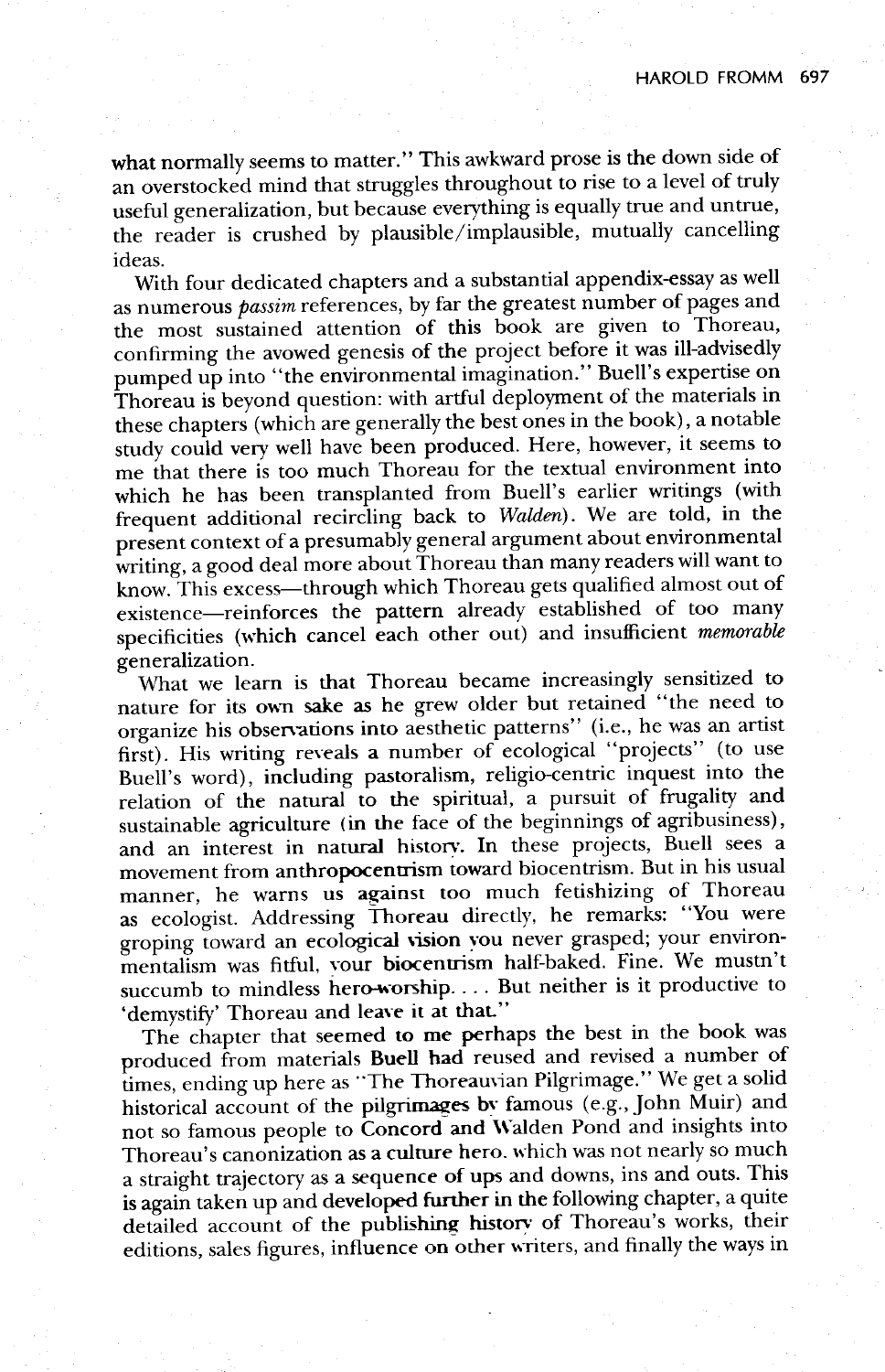what normally seems to matter." This awkward prose is the down side of an overstocked mind that struggles throughout to rise to a level of truly useful generalization, but because everything is equally true and untrue, the reader is crushed by plausible/implausible, mutually cancelling ideas.

With four dedicated chapters and a substantial appendix-essay as well as numerous *passim* references, by far the greatest number of pages and the most sustained attention of this book are given to Thoreau, confirming the avowed genesis of the project before it was ill-advisedly pumped up into "the environmental imagination." Buell's expertise on Thoreau is beyond question: with artful deployment of the materials in these chapters (which are generally the best ones in the book), a notable study could very well have been produced. Here, however, it seems to me that there is too much Thoreau for the textual environment into which he has been transplanted from Buell's earlier writings (with frequent additional recircling back to *Walden*). We are told, in the present context of a presumably general argument about environmental writing, a good deal more about Thoreau than many readers will want to know. This excess—through which Thoreau gets qualified almost out of existence—reinforces the pattern already established of too many specificities (which cancel each other out) and insufficient *memorable* generalization.

What we learn is that Thoreau became increasingly sensitized to nature for its own sake as he grew older but retained "the need to organize his observations into aesthetic patterns" (i.e., he was an artist first). His writing reveals a number of ecological "projects" (to use Buell's word), including pastoralism, religio-centric inquest into the relation of the natural to the spiritual, a pursuit of frugality and sustainable agriculture (in the face of the beginnings of agribusiness), and an interest in natural history. In these projects, Buell sees a movement from anthropocentrism toward biocentrism. But in his usual manner, he warns us against too much fetishizing of Thoreau as ecologist. Addressing Thoreau directly, he remarks: "You were groping toward an ecological vision you never grasped; your environmentalism was fitful, your biocentrism half-baked. Fine. We mustn't succumb to mindless hero-worship. . . . But neither is it productive to 'demystify' Thoreau and leave it at that."

The chapter that seemed to me perhaps the best in the book was produced from materials Buell had reused and revised a number of times, ending up here as "The Thoreauvian Pilgrimage." We get a solid historical account of the pilgrimages by famous (e.g., John Muir) and not so famous people to Concord and Walden Pond and insights into Thoreau's canonization as a culture hero, which was not nearly so much a straight trajectory as a sequence of ups and downs, ins and outs. This is again taken up and developed further in the following chapter, a quite detailed account of the publishing history of Thoreau's works, their editions, sales figures, influence on other writers, and finally the ways in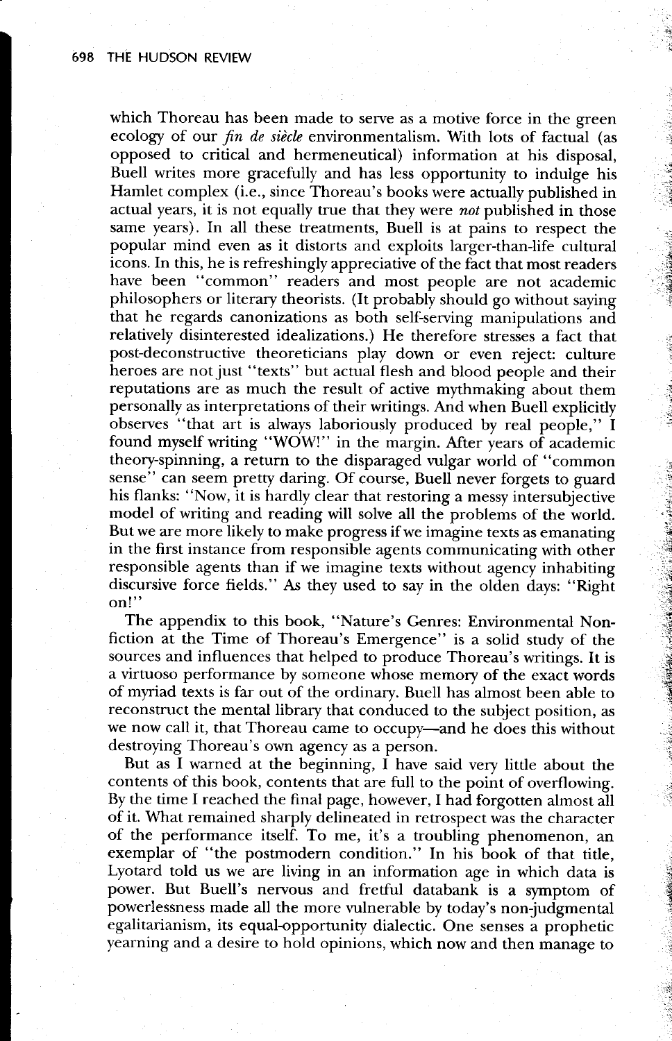which Thoreau has been made to serve as a motive force in the green ecology of our *fin de siècle* environmentalism. With lots of factual (as opposed to critical and hermeneutical) information at his disposal, Buell writes more gracefully and has less opportunity to indulge his Hamlet complex (i.e., since Thoreau's books were actually published in actual years, it is not equally true that they were *not* published in those same years). In all these treatments, Buell is at pains to respect the popular mind even as it distorts and exploits larger-than-life cultural icons. In this, he is refreshingly appreciative of the fact that most readers have been "common" readers and most people are not academic philosophers or literary theorists. (It probably should go without saying that he regards canonizations as both self-serving manipulations and relatively disinterested idealizations.) He therefore stresses a fact that post-deconstructive theoreticians play down or even reject: culture heroes are not just "texts" but actual flesh and blood people and their reputations are as much the result of active mythmaking about them personally as interpretations of their writings. And when Buell explicitly observes "that art is always laboriously produced by real people," I found myself writing "WOW!" in the margin. After years of academic theory-spinning, a return to the disparaged vulgar world of "common sense" can seem pretty daring. Of course, Buell never forgets to guard his flanks: "Now, it is hardly clear that restoring a messy intersubjective model of writing and reading will solve all the problems of the world. But we are more likely to make progress if we imagine texts as emanating in the first instance from responsible agents communicating with other responsible agents than if we imagine texts without agency inhabiting discursive force fields." As they used to say in the olden days: "Right on!"

The appendix to this book, "Nature's Genres: Environmental Nonfiction at the Time of Thoreau's Emergence" is a solid study of the sources and influences that helped to produce Thoreau's writings. It is a virtuoso performance by someone whose memory of the exact words of myriad texts is far out of the ordinary. Buell has almost been able to reconstruct the mental library that conduced to the subject position, as we now call it, that Thoreau came to occupy—and he does this without destroying Thoreau's own agency as a person.

But as I warned at the beginning, I have said very little about the contents of this book, contents that are full to the point of overflowing. By the time I reached the final page, however, I had forgotten almost all of it. What remained sharply delineated in retrospect was the character of the performance itself. To me, it's a troubling phenomenon, an exemplar of "the postmodern condition." In his book of that title, Lyotard told us we are living in an information age in which data is power. But Buell's nervous and fretful databank is a symptom of powerlessness made all the more vulnerable by today's non-judgmental egalitarianism, its equal-opportunity dialectic. One senses a prophetic yearning and a desire to hold opinions, which now and then manage to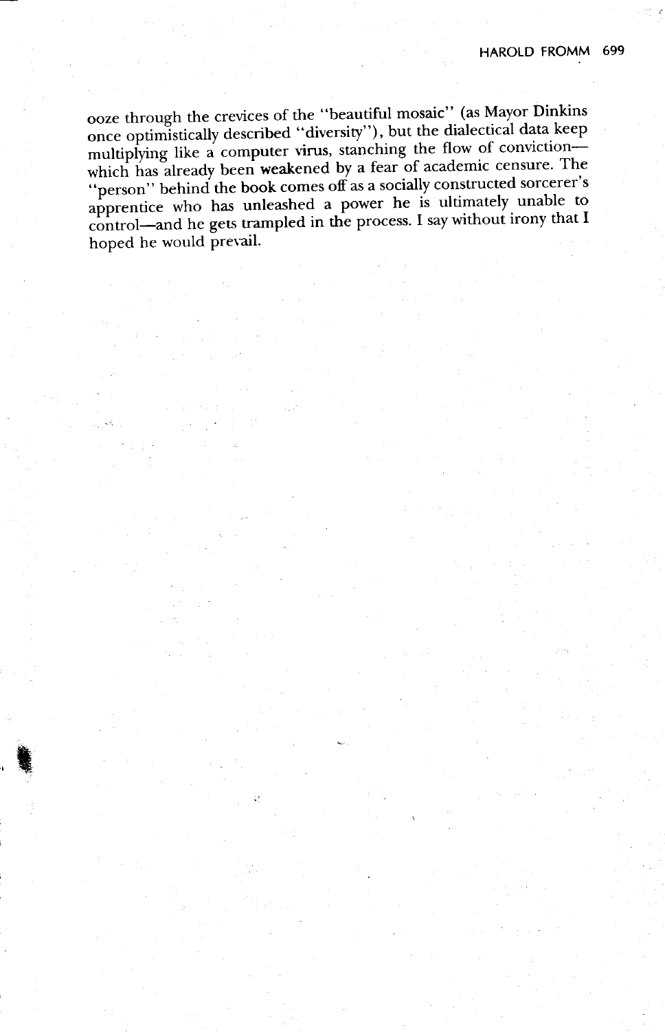ooze through the crevices of the "beautiful mosaic" (as Mayor Dinkins once optimistically described "diversity"), but the dialectical data keep multiplying like a computer virus, stanching the flow of conviction—which has already been weakened by a fear of academic censure. The "person" behind the book comes off as a socially constructed sorcerer's apprentice who has unleashed a power he is ultimately unable to control—and he gets trampled in the process. I say without irony that I hoped he would prevail.